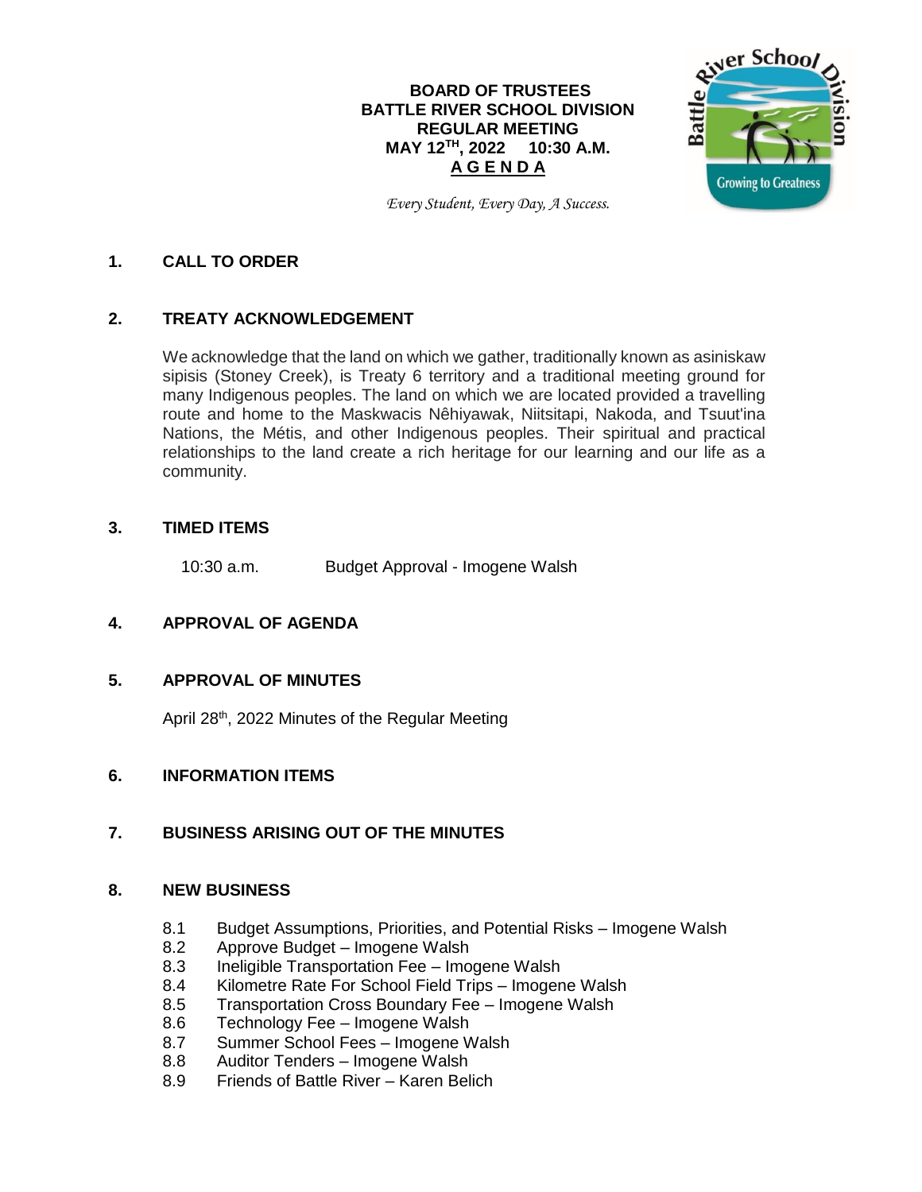**BOARD OF TRUSTEES**
**BATTLE RIVER SCHOOL DIVISION**
**REGULAR MEETING**
**MAY 12TH, 2022 10:30 A.M.**
**A G E N D A**

*Every Student, Every Day, A Success.*

## 1. CALL TO ORDER

## 2. TREATY ACKNOWLEDGEMENT

We acknowledge that the land on which we gather, traditionally known as asiniskaw sipisis (Stoney Creek), is Treaty 6 territory and a traditional meeting ground for many Indigenous peoples. The land on which we are located provided a travelling route and home to the Maskwacis Nêhiyawak, Niitsitapi, Nakoda, and Tsuut'ina Nations, the Métis, and other Indigenous peoples. Their spiritual and practical relationships to the land create a rich heritage for our learning and our life as a community.

## 3. TIMED ITEMS

10:30 a.m. Budget Approval - Imogene Walsh

## 4. APPROVAL OF AGENDA

## 5. APPROVAL OF MINUTES

April 28th, 2022 Minutes of the Regular Meeting

## 6. INFORMATION ITEMS

## 7. BUSINESS ARISING OUT OF THE MINUTES

## 8. NEW BUSINESS

8.1 Budget Assumptions, Priorities, and Potential Risks – Imogene Walsh
8.2 Approve Budget – Imogene Walsh
8.3 Ineligible Transportation Fee – Imogene Walsh
8.4 Kilometre Rate For School Field Trips – Imogene Walsh
8.5 Transportation Cross Boundary Fee – Imogene Walsh
8.6 Technology Fee – Imogene Walsh
8.7 Summer School Fees – Imogene Walsh
8.8 Auditor Tenders – Imogene Walsh
8.9 Friends of Battle River – Karen Belich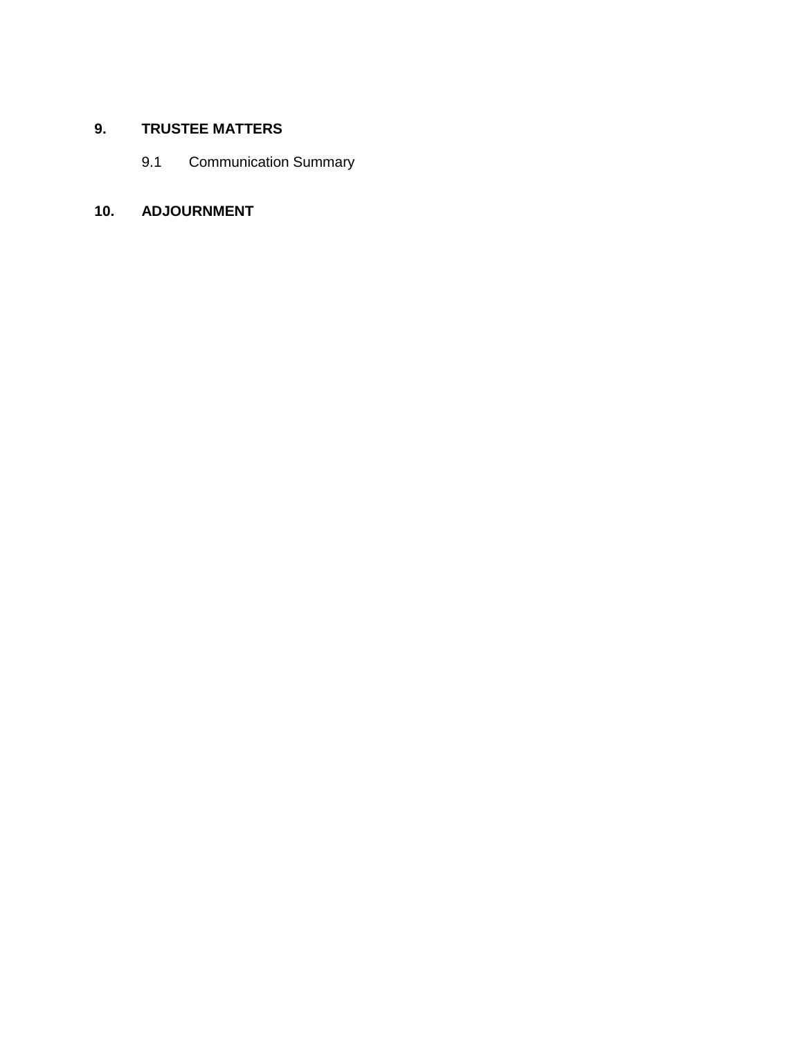## 9. TRUSTEE MATTERS

9.1 Communication Summary

## 10. ADJOURNMENT